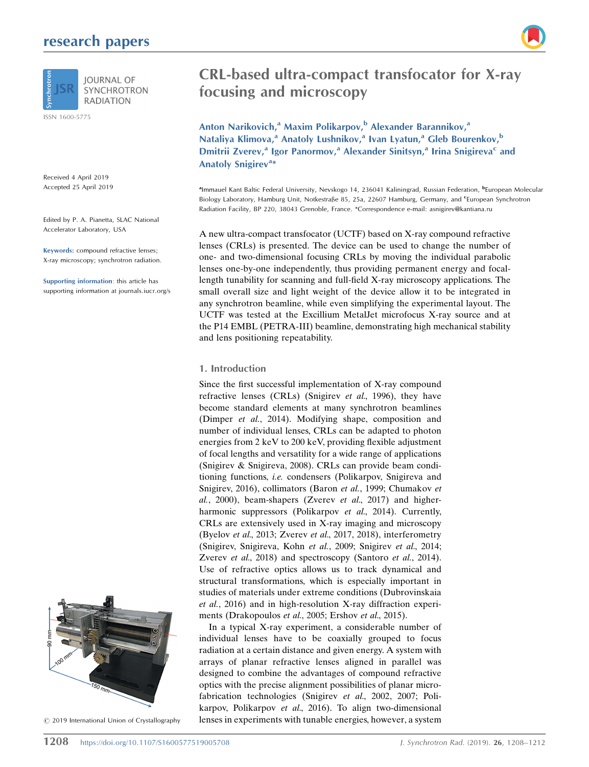# CRL-based ultra-compact transfocator for X-ray focusing and microscopy

**Anton Narikovich,[a] Maxim Polikarpov,[b] Alexander Barannikov,[a] Nataliya Klimova,[a] Anatoly Lushnikov,[a] Ivan Lyatun,[a] Gleb Bourenkov,[b] Dmitrii Zverev,[a] Igor Panormov,[a] Alexander Sinitsyn,[a] Irina Snigireva[c] and Anatoly Snigirev[a]***

[a]Immauel Kant Baltic Federal University, Nevskogo 14, 236041 Kaliningrad, Russian Federation, [b]European Molecular Biology Laboratory, Hamburg Unit, Notkestraße 85, 25a, 22607 Hamburg, Germany, and [c]European Synchrotron Radiation Facility, BP 220, 38043 Grenoble, France. *Correspondence e-mail: asnigirev@kantiana.ru

Received 4 April 2019
Accepted 25 April 2019

Edited by P. A. Pianetta, SLAC National Accelerator Laboratory, USA

**Keywords:** compound refractive lenses; X-ray microscopy; synchrotron radiation.

**Supporting information**: this article has supporting information at journals.iucr.org/s

© 2019 International Union of Crystallography

A new ultra-compact transfocator (UCTF) based on X-ray compound refractive lenses (CRLs) is presented. The device can be used to change the number of one- and two-dimensional focusing CRLs by moving the individual parabolic lenses one-by-one independently, thus providing permanent energy and focal-length tunability for scanning and full-field X-ray microscopy applications. The small overall size and light weight of the device allow it to be integrated in any synchrotron beamline, while even simplifying the experimental layout. The UCTF was tested at the Excillium MetalJet microfocus X-ray source and at the P14 EMBL (PETRA-III) beamline, demonstrating high mechanical stability and lens positioning repeatability.

## 1. Introduction

Since the first successful implementation of X-ray compound refractive lenses (CRLs) (Snigirev *et al.*, 1996), they have become standard elements at many synchrotron beamlines (Dimper *et al.*, 2014). Modifying shape, composition and number of individual lenses, CRLs can be adapted to photon energies from 2 keV to 200 keV, providing flexible adjustment of focal lengths and versatility for a wide range of applications (Snigirev & Snigireva, 2008). CRLs can provide beam conditioning functions, *i.e.* condensers (Polikarpov, Snigireva and Snigirev, 2016), collimators (Baron *et al.*, 1999; Chumakov *et al.*, 2000), beam-shapers (Zverev *et al.*, 2017) and higher-harmonic suppressors (Polikarpov *et al.*, 2014). Currently, CRLs are extensively used in X-ray imaging and microscopy (Byelov *et al.*, 2013; Zverev *et al.*, 2017, 2018), interferometry (Snigirev, Snigireva, Kohn *et al.*, 2009; Snigirev *et al.*, 2014; Zverev *et al.*, 2018) and spectroscopy (Santoro *et al.*, 2014). Use of refractive optics allows us to track dynamical and structural transformations, which is especially important in studies of materials under extreme conditions (Dubrovinskaia *et al.*, 2016) and in high-resolution X-ray diffraction experiments (Drakopoulos *et al.*, 2005; Ershov *et al.*, 2015).

In a typical X-ray experiment, a considerable number of individual lenses have to be coaxially grouped to focus radiation at a certain distance and given energy. A system with arrays of planar refractive lenses aligned in parallel was designed to combine the advantages of compound refractive optics with the precise alignment possibilities of planar microfabrication technologies (Snigirev *et al.*, 2002, 2007; Polikarpov, Polikarpov *et al.*, 2016). To align two-dimensional lenses in experiments with tunable energies, however, a system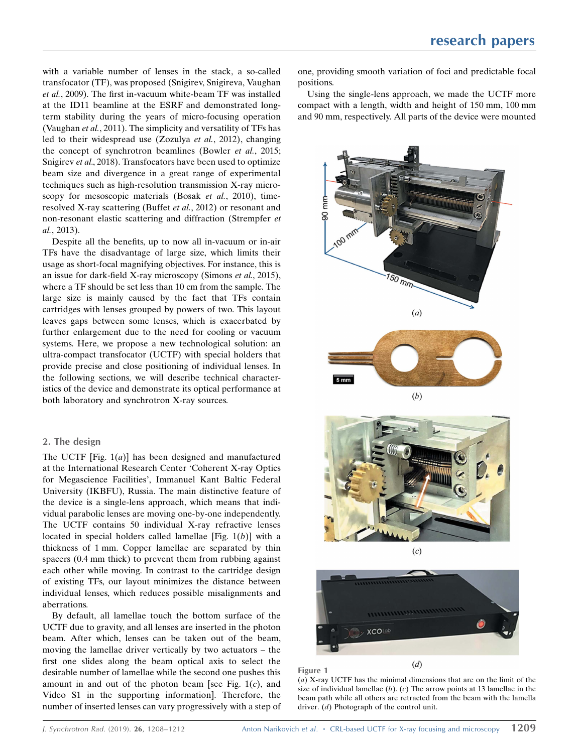with a variable number of lenses in the stack, a so-called transfocator (TF), was proposed (Snigirev, Snigireva, Vaughan *et al.*, 2009). The first in-vacuum white-beam TF was installed at the ID11 beamline at the ESRF and demonstrated long-term stability during the years of micro-focusing operation (Vaughan *et al.*, 2011). The simplicity and versatility of TFs has led to their widespread use (Zozulya *et al.*, 2012), changing the concept of synchrotron beamlines (Bowler *et al.*, 2015; Snigirev *et al.*, 2018). Transfocators have been used to optimize beam size and divergence in a great range of experimental techniques such as high-resolution transmission X-ray microscopy for mesoscopic materials (Bosak *et al.*, 2010), time-resolved X-ray scattering (Buffet *et al.*, 2012) or resonant and non-resonant elastic scattering and diffraction (Strempfer *et al.*, 2013).

Despite all the benefits, up to now all in-vacuum or in-air TFs have the disadvantage of large size, which limits their usage as short-focal magnifying objectives. For instance, this is an issue for dark-field X-ray microscopy (Simons *et al.*, 2015), where a TF should be set less than 10 cm from the sample. The large size is mainly caused by the fact that TFs contain cartridges with lenses grouped by powers of two. This layout leaves gaps between some lenses, which is exacerbated by further enlargement due to the need for cooling or vacuum systems. Here, we propose a new technological solution: an ultra-compact transfocator (UCTF) with special holders that provide precise and close positioning of individual lenses. In the following sections, we will describe technical characteristics of the device and demonstrate its optical performance at both laboratory and synchrotron X-ray sources.

## 2. The design

The UCTF [Fig. 1(*a*)] has been designed and manufactured at the International Research Center 'Coherent X-ray Optics for Megascience Facilities', Immanuel Kant Baltic Federal University (IKBFU), Russia. The main distinctive feature of the device is a single-lens approach, which means that individual parabolic lenses are moving one-by-one independently. The UCTF contains 50 individual X-ray refractive lenses located in special holders called lamellae [Fig. 1(*b*)] with a thickness of 1 mm. Copper lamellae are separated by thin spacers (0.4 mm thick) to prevent them from rubbing against each other while moving. In contrast to the cartridge design of existing TFs, our layout minimizes the distance between individual lenses, which reduces possible misalignments and aberrations.

By default, all lamellae touch the bottom surface of the UCTF due to gravity, and all lenses are inserted in the photon beam. After which, lenses can be taken out of the beam, moving the lamellae driver vertically by two actuators – the first one slides along the beam optical axis to select the desirable number of lamellae while the second one pushes this amount in and out of the photon beam [see Fig. 1(*c*), and Video S1 in the supporting information]. Therefore, the number of inserted lenses can vary progressively with a step of one, providing smooth variation of foci and predictable focal positions.

Using the single-lens approach, we made the UCTF more compact with a length, width and height of 150 mm, 100 mm and 90 mm, respectively. All parts of the device were mounted

Figure 1
(*a*) X-ray UCTF has the minimal dimensions that are on the limit of the size of individual lamellae (*b*). (*c*) The arrow points at 13 lamellae in the beam path while all others are retracted from the beam with the lamella driver. (*d*) Photograph of the control unit.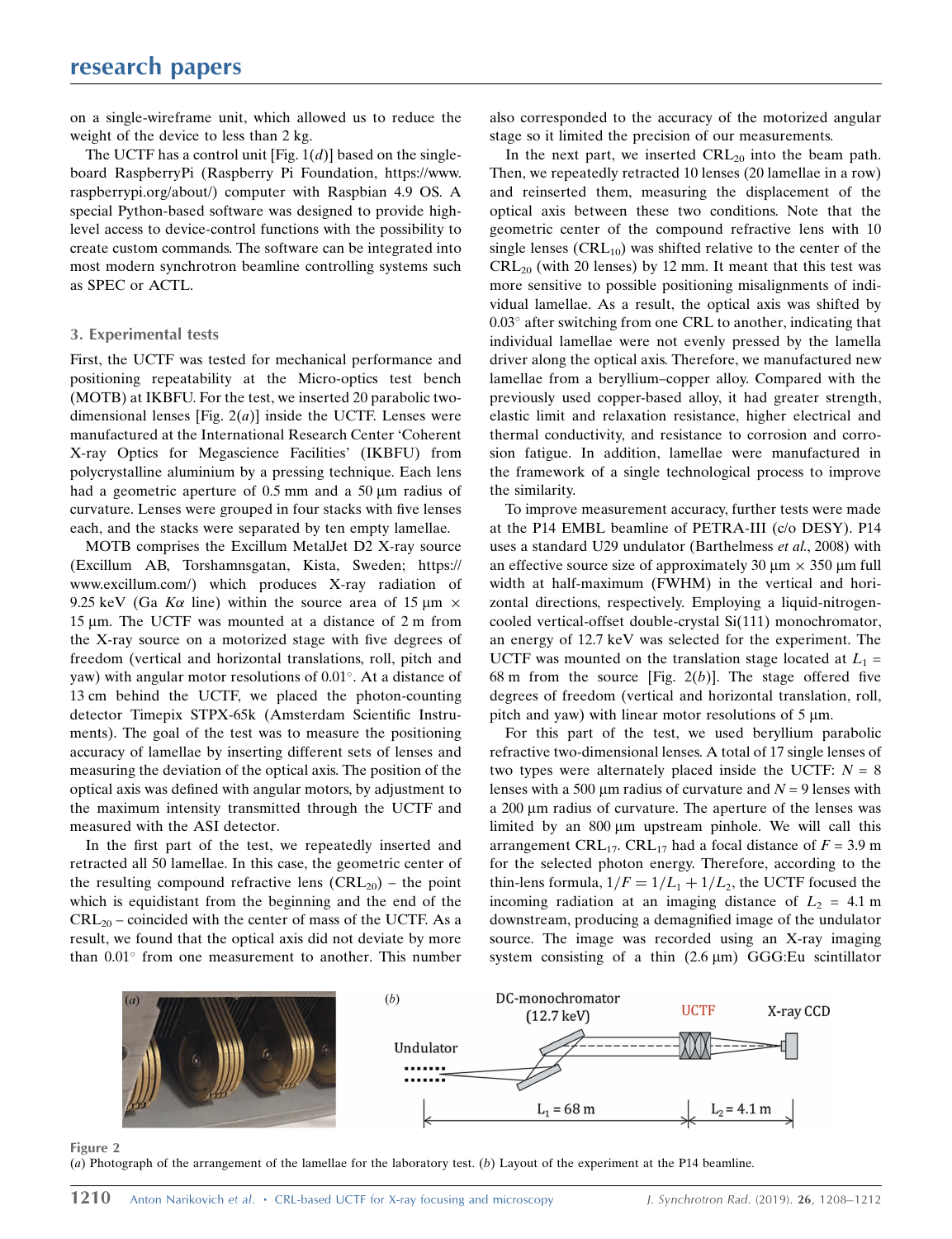on a single-wireframe unit, which allowed us to reduce the weight of the device to less than 2 kg.

The UCTF has a control unit [Fig. 1(*d*)] based on the single-board RaspberryPi (Raspberry Pi Foundation, https://www.raspberrypi.org/about/) computer with Raspbian 4.9 OS. A special Python-based software was designed to provide high-level access to device-control functions with the possibility to create custom commands. The software can be integrated into most modern synchrotron beamline controlling systems such as SPEC or ACTL.

## 3. Experimental tests

First, the UCTF was tested for mechanical performance and positioning repeatability at the Micro-optics test bench (MOTB) at IKBFU. For the test, we inserted 20 parabolic two-dimensional lenses [Fig. 2(*a*)] inside the UCTF. Lenses were manufactured at the International Research Center 'Coherent X-ray Optics for Megascience Facilities' (IKBFU) from polycrystalline aluminium by a pressing technique. Each lens had a geometric aperture of 0.5 mm and a 50 μm radius of curvature. Lenses were grouped in four stacks with five lenses each, and the stacks were separated by ten empty lamellae.

MOTB comprises the Excillum MetalJet D2 X-ray source (Excillum AB, Torshamnsgatan, Kista, Sweden; https://www.excillum.com/) which produces X-ray radiation of 9.25 keV (Ga $K\alpha$ line) within the source area of 15 μm × 15 μm. The UCTF was mounted at a distance of 2 m from the X-ray source on a motorized stage with five degrees of freedom (vertical and horizontal translations, roll, pitch and yaw) with angular motor resolutions of 0.01°. At a distance of 13 cm behind the UCTF, we placed the photon-counting detector Timepix STPX-65k (Amsterdam Scientific Instruments). The goal of the test was to measure the positioning accuracy of lamellae by inserting different sets of lenses and measuring the deviation of the optical axis. The position of the optical axis was defined with angular motors, by adjustment to the maximum intensity transmitted through the UCTF and measured with the ASI detector.

In the first part of the test, we repeatedly inserted and retracted all 50 lamellae. In this case, the geometric center of the resulting compound refractive lens ($CRL_{20}$) – the point which is equidistant from the beginning and the end of the $CRL_{20}$ – coincided with the center of mass of the UCTF. As a result, we found that the optical axis did not deviate by more than 0.01° from one measurement to another. This number also corresponded to the accuracy of the motorized angular stage so it limited the precision of our measurements.

In the next part, we inserted $CRL_{20}$ into the beam path. Then, we repeatedly retracted 10 lenses (20 lamellae in a row) and reinserted them, measuring the displacement of the optical axis between these two conditions. Note that the geometric center of the compound refractive lens with 10 single lenses ($CRL_{10}$) was shifted relative to the center of the $CRL_{20}$ (with 20 lenses) by 12 mm. It meant that this test was more sensitive to possible positioning misalignments of individual lamellae. As a result, the optical axis was shifted by 0.03° after switching from one CRL to another, indicating that individual lamellae were not evenly pressed by the lamella driver along the optical axis. Therefore, we manufactured new lamellae from a beryllium–copper alloy. Compared with the previously used copper-based alloy, it had greater strength, elastic limit and relaxation resistance, higher electrical and thermal conductivity, and resistance to corrosion and corrosion fatigue. In addition, lamellae were manufactured in the framework of a single technological process to improve the similarity.

To improve measurement accuracy, further tests were made at the P14 EMBL beamline of PETRA-III (c/o DESY). P14 uses a standard U29 undulator (Barthelmess *et al.*, 2008) with an effective source size of approximately 30 μm × 350 μm full width at half-maximum (FWHM) in the vertical and horizontal directions, respectively. Employing a liquid-nitrogen-cooled vertical-offset double-crystal Si(111) monochromator, an energy of 12.7 keV was selected for the experiment. The UCTF was mounted on the translation stage located at $L_1$ = 68 m from the source [Fig. 2(*b*)]. The stage offered five degrees of freedom (vertical and horizontal translation, roll, pitch and yaw) with linear motor resolutions of 5 μm.

For this part of the test, we used beryllium parabolic refractive two-dimensional lenses. A total of 17 single lenses of two types were alternately placed inside the UCTF: $N$ = 8 lenses with a 500 μm radius of curvature and $N$ = 9 lenses with a 200 μm radius of curvature. The aperture of the lenses was limited by an 800 μm upstream pinhole. We will call this arrangement $CRL_{17}$. $CRL_{17}$ had a focal distance of $F$ = 3.9 m for the selected photon energy. Therefore, according to the thin-lens formula, $1/F = 1/L_1 + 1/L_2$, the UCTF focused the incoming radiation at an imaging distance of $L_2$ = 4.1 m downstream, producing a demagnified image of the undulator source. The image was recorded using an X-ray imaging system consisting of a thin (2.6 μm) GGG:Eu scintillator

**Figure 2**
(*a*) Photograph of the arrangement of the lamellae for the laboratory test. (*b*) Layout of the experiment at the P14 beamline.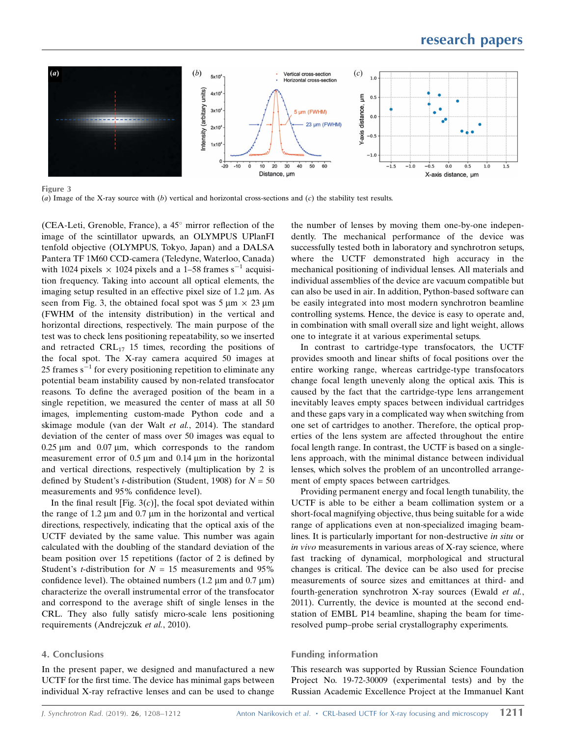Figure 3

(*a*) Image of the X-ray source with (*b*) vertical and horizontal cross-sections and (*c*) the stability test results.

(CEA-Leti, Grenoble, France), a 45° mirror reflection of the image of the scintillator upwards, an OLYMPUS UPlanFI tenfold objective (OLYMPUS, Tokyo, Japan) and a DALSA Pantera TF 1M60 CCD-camera (Teledyne, Waterloo, Canada) with 1024 pixels × 1024 pixels and a 1–58 frames $s^{-1}$ acquisition frequency. Taking into account all optical elements, the imaging setup resulted in an effective pixel size of 1.2 µm. As seen from Fig. 3, the obtained focal spot was 5 µm × 23 µm (FWHM of the intensity distribution) in the vertical and horizontal directions, respectively. The main purpose of the test was to check lens positioning repeatability, so we inserted and retracted $CRL_{17}$ 15 times, recording the positions of the focal spot. The X-ray camera acquired 50 images at 25 frames $s^{-1}$ for every positioning repetition to eliminate any potential beam instability caused by non-related transfocator reasons. To define the averaged position of the beam in a single repetition, we measured the center of mass at all 50 images, implementing custom-made Python code and a skimage module (van der Walt *et al.*, 2014). The standard deviation of the center of mass over 50 images was equal to 0.25 µm and 0.07 µm, which corresponds to the random measurement error of 0.5 µm and 0.14 µm in the horizontal and vertical directions, respectively (multiplication by 2 is defined by Student's *t*-distribution (Student, 1908) for $N = 50$ measurements and 95% confidence level).

In the final result [Fig. 3(*c*)], the focal spot deviated within the range of 1.2 µm and 0.7 µm in the horizontal and vertical directions, respectively, indicating that the optical axis of the UCTF deviated by the same value. This number was again calculated with the doubling of the standard deviation of the beam position over 15 repetitions (factor of 2 is defined by Student's *t*-distribution for $N = 15$ measurements and 95% confidence level). The obtained numbers (1.2 µm and 0.7 µm) characterize the overall instrumental error of the transfocator and correspond to the average shift of single lenses in the CRL. They also fully satisfy micro-scale lens positioning requirements (Andrejczuk *et al.*, 2010).

## 4. Conclusions

In the present paper, we designed and manufactured a new UCTF for the first time. The device has minimal gaps between individual X-ray refractive lenses and can be used to change the number of lenses by moving them one-by-one independently. The mechanical performance of the device was successfully tested both in laboratory and synchrotron setups, where the UCTF demonstrated high accuracy in the mechanical positioning of individual lenses. All materials and individual assemblies of the device are vacuum compatible but can also be used in air. In addition, Python-based software can be easily integrated into most modern synchrotron beamline controlling systems. Hence, the device is easy to operate and, in combination with small overall size and light weight, allows one to integrate it at various experimental setups.

In contrast to cartridge-type transfocators, the UCTF provides smooth and linear shifts of focal positions over the entire working range, whereas cartridge-type transfocators change focal length unevenly along the optical axis. This is caused by the fact that the cartridge-type lens arrangement inevitably leaves empty spaces between individual cartridges and these gaps vary in a complicated way when switching from one set of cartridges to another. Therefore, the optical properties of the lens system are affected throughout the entire focal length range. In contrast, the UCTF is based on a single-lens approach, with the minimal distance between individual lenses, which solves the problem of an uncontrolled arrangement of empty spaces between cartridges.

Providing permanent energy and focal length tunability, the UCTF is able to be either a beam collimation system or a short-focal magnifying objective, thus being suitable for a wide range of applications even at non-specialized imaging beamlines. It is particularly important for non-destructive *in situ* or *in vivo* measurements in various areas of X-ray science, where fast tracking of dynamical, morphological and structural changes is critical. The device can be also used for precise measurements of source sizes and emittances at third- and fourth-generation synchrotron X-ray sources (Ewald *et al.*, 2011). Currently, the device is mounted at the second end-station of EMBL P14 beamline, shaping the beam for time-resolved pump–probe serial crystallography experiments.

## Funding information

This research was supported by Russian Science Foundation Project No. 19-72-30009 (experimental tests) and by the Russian Academic Excellence Project at the Immanuel Kant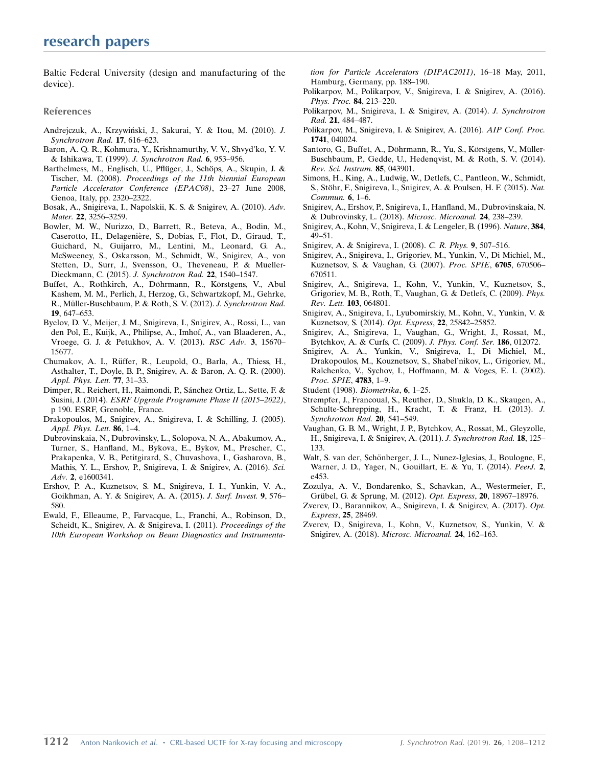Baltic Federal University (design and manufacturing of the device).

## References

Andrejczuk, A., Krzywiński, J., Sakurai, Y. & Itou, M. (2010). *J. Synchrotron Rad.* **17**, 616–623.

Baron, A. Q. R., Kohmura, Y., Krishnamurthy, V. V., Shvyd'ko, Y. V. & Ishikawa, T. (1999). *J. Synchrotron Rad.* **6**, 953–956.

Barthelmess, M., Englisch, U., Pflüger, J., Schöps, A., Skupin, J. & Tischer, M. (2008). *Proceedings of the 11th biennial European Particle Accelerator Conference (EPAC08)*, 23–27 June 2008, Genoa, Italy, pp. 2320–2322.

Bosak, A., Snigireva, I., Napolskii, K. S. & Snigirev, A. (2010). *Adv. Mater.* **22**, 3256–3259.

Bowler, M. W., Nurizzo, D., Barrett, R., Beteva, A., Bodin, M., Caserotto, H., Delagenière, S., Dobias, F., Flot, D., Giraud, T., Guichard, N., Guijarro, M., Lentini, M., Leonard, G. A., McSweeney, S., Oskarsson, M., Schmidt, W., Snigirev, A., von Stetten, D., Surr, J., Svensson, O., Theveneau, P. & Mueller-Dieckmann, C. (2015). *J. Synchrotron Rad.* **22**, 1540–1547.

Buffet, A., Rothkirch, A., Döhrmann, R., Körstgens, V., Abul Kashem, M. M., Perlich, J., Herzog, G., Schwartzkopf, M., Gehrke, R., Müller-Buschbaum, P. & Roth, S. V. (2012). *J. Synchrotron Rad.* **19**, 647–653.

Byelov, D. V., Meijer, J. M., Snigireva, I., Snigirev, A., Rossi, L., van den Pol, E., Kuijk, A., Philipse, A., Imhof, A., van Blaaderen, A., Vroege, G. J. & Petukhov, A. V. (2013). *RSC Adv.* **3**, 15670–15677.

Chumakov, A. I., Rüffer, R., Leupold, O., Barla, A., Thiess, H., Asthalter, T., Doyle, B. P., Snigirev, A. & Baron, A. Q. R. (2000). *Appl. Phys. Lett.* **77**, 31–33.

Dimper, R., Reichert, H., Raimondi, P., Sánchez Ortiz, L., Sette, F. & Susini, J. (2014). *ESRF Upgrade Programme Phase II (2015–2022)*, p 190. ESRF, Grenoble, France.

Drakopoulos, M., Snigirev, A., Snigireva, I. & Schilling, J. (2005). *Appl. Phys. Lett.* **86**, 1–4.

Dubrovinskaia, N., Dubrovinsky, L., Solopova, N. A., Abakumov, A., Turner, S., Hanfland, M., Bykova, E., Bykov, M., Prescher, C., Prakapenka, V. B., Petitgirard, S., Chuvashova, I., Gasharova, B., Mathis, Y. L., Ershov, P., Snigireva, I. & Snigirev, A. (2016). *Sci. Adv.* **2**, e1600341.

Ershov, P. A., Kuznetsov, S. M., Snigireva, I. I., Yunkin, V. A., Goikhman, A. Y. & Snigirev, A. A. (2015). *J. Surf. Invest.* **9**, 576–580.

Ewald, F., Elleaume, P., Farvacque, L., Franchi, A., Robinson, D., Scheidt, K., Snigirev, A. & Snigireva, I. (2011). *Proceedings of the 10th European Workshop on Beam Diagnostics and Instrumentation for Particle Accelerators (DIPAC2011)*, 16–18 May, 2011, Hamburg, Germany, pp. 188–190.

Polikarpov, M., Polikarpov, V., Snigireva, I. & Snigirev, A. (2016). *Phys. Proc.* **84**, 213–220.

Polikarpov, M., Snigireva, I. & Snigirev, A. (2014). *J. Synchrotron Rad.* **21**, 484–487.

Polikarpov, M., Snigireva, I. & Snigirev, A. (2016). *AIP Conf. Proc.* **1741**, 040024.

Santoro, G., Buffet, A., Döhrmann, R., Yu, S., Körstgens, V., Müller-Buschbaum, P., Gedde, U., Hedenqvist, M. & Roth, S. V. (2014). *Rev. Sci. Instrum.* **85**, 043901.

Simons, H., King, A., Ludwig, W., Detlefs, C., Pantleon, W., Schmidt, S., Stöhr, F., Snigireva, I., Snigirev, A. & Poulsen, H. F. (2015). *Nat. Commun.* **6**, 1–6.

Snigirev, A., Ershov, P., Snigireva, I., Hanfland, M., Dubrovinskaia, N. & Dubrovinsky, L. (2018). *Microsc. Microanal.* **24**, 238–239.

Snigirev, A., Kohn, V., Snigireva, I. & Lengeler, B. (1996). *Nature*, **384**, 49–51.

Snigirev, A. & Snigireva, I. (2008). *C. R. Phys.* **9**, 507–516.

Snigirev, A., Snigireva, I., Grigoriev, M., Yunkin, V., Di Michiel, M., Kuznetsov, S. & Vaughan, G. (2007). *Proc. SPIE*, **6705**, 670506–670511.

Snigirev, A., Snigireva, I., Kohn, V., Yunkin, V., Kuznetsov, S., Grigoriev, M. B., Roth, T., Vaughan, G. & Detlefs, C. (2009). *Phys. Rev. Lett.* **103**, 064801.

Snigirev, A., Snigireva, I., Lyubomirskiy, M., Kohn, V., Yunkin, V. & Kuznetsov, S. (2014). *Opt. Express*, **22**, 25842–25852.

Snigirev, A., Snigireva, I., Vaughan, G., Wright, J., Rossat, M., Bytchkov, A. & Curfs, C. (2009). *J. Phys. Conf. Ser.* **186**, 012072.

Snigirev, A. A., Yunkin, V., Snigireva, I., Di Michiel, M., Drakopoulos, M., Kouznetsov, S., Shabel'nikov, L., Grigoriev, M., Ralchenko, V., Sychov, I., Hoffmann, M. & Voges, E. I. (2002). *Proc. SPIE*, **4783**, 1–9.

Student (1908). *Biometrika*, **6**, 1–25.

Strempfer, J., Francoual, S., Reuther, D., Shukla, D. K., Skaugen, A., Schulte-Schrepping, H., Kracht, T. & Franz, H. (2013). *J. Synchrotron Rad.* **20**, 541–549.

Vaughan, G. B. M., Wright, J. P., Bytchkov, A., Rossat, M., Gleyzolle, H., Snigireva, I. & Snigirev, A. (2011). *J. Synchrotron Rad.* **18**, 125–133.

Walt, S. van der, Schönberger, J. L., Nunez-Iglesias, J., Boulogne, F., Warner, J. D., Yager, N., Gouillart, E. & Yu, T. (2014). *PeerJ*. **2**, e453.

Zozulya, A. V., Bondarenko, S., Schavkan, A., Westermeier, F., Grübel, G. & Sprung, M. (2012). *Opt. Express*, **20**, 18967–18976.

Zverev, D., Barannikov, A., Snigireva, I. & Snigirev, A. (2017). *Opt. Express*, **25**, 28469.

Zverev, D., Snigireva, I., Kohn, V., Kuznetsov, S., Yunkin, V. & Snigirev, A. (2018). *Microsc. Microanal.* **24**, 162–163.